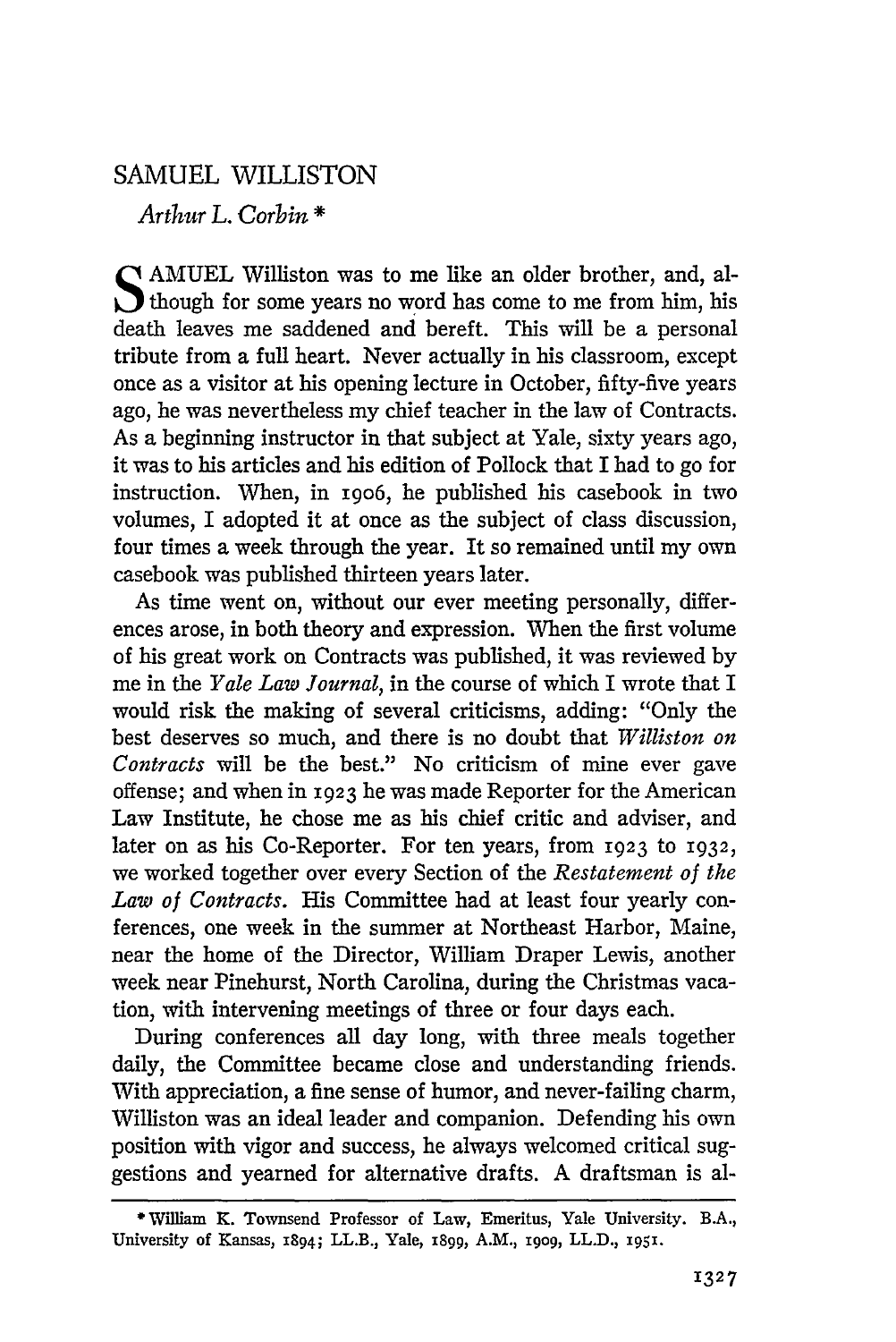# SAMUEL WILLISTON

*Arthur L. Corbin* *

SAMUEL Williston was to me like an older brother, and, although for some years no word has come to me from him, his death leaves me saddened and bereft. This will be a personal tribute from a full heart. Never actually in his classroom, except once as a visitor at his opening lecture in October, fifty-five years ago, he was nevertheless my chief teacher in the law of Contracts. As a beginning instructor in that subject at Yale, sixty years ago, it was to his articles and his edition of Pollock that I had to go for instruction. When, in 1906, he published his casebook in two volumes, I adopted it at once as the subject of class discussion, four times a week through the year. It so remained until my own casebook was published thirteen years later.

As time went on, without our ever meeting personally, differences arose, in both theory and expression. When the first volume of his great work on Contracts was published, it was reviewed by me in the *Yale Law Journal*, in the course of which I wrote that I would risk the making of several criticisms, adding: "Only the best deserves so much, and there is no doubt that *Williston on Contracts* will be the best." No criticism of mine ever gave offense; and when in 1923 he was made Reporter for the American Law Institute, he chose me as his chief critic and adviser, and later on as his Co-Reporter. For ten years, from 1923 to 1932, we worked together over every Section of the *Restatement of the Law of Contracts*. His Committee had at least four yearly conferences, one week in the summer at Northeast Harbor, Maine, near the home of the Director, William Draper Lewis, another week near Pinehurst, North Carolina, during the Christmas vacation, with intervening meetings of three or four days each.

During conferences all day long, with three meals together daily, the Committee became close and understanding friends. With appreciation, a fine sense of humor, and never-failing charm, Williston was an ideal leader and companion. Defending his own position with vigor and success, he always welcomed critical suggestions and yearned for alternative drafts. A draftsman is al-

---

* William K. Townsend Professor of Law, Emeritus, Yale University. B.A., University of Kansas, 1894; LL.B., Yale, 1899, A.M., 1909, LL.D., 1951.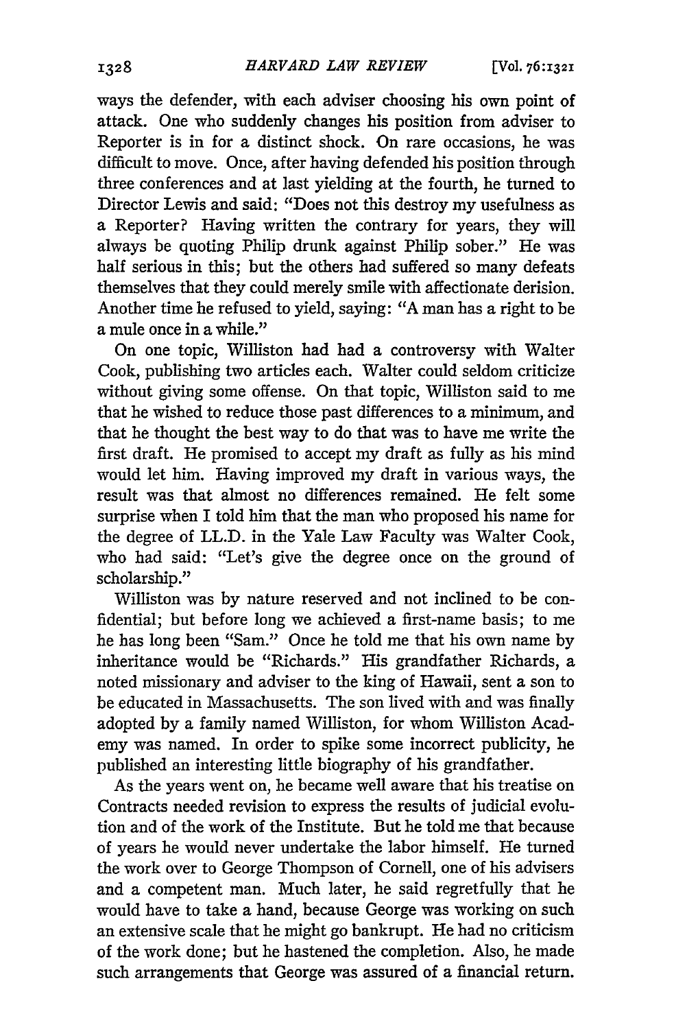ways the defender, with each adviser choosing his own point of attack. One who suddenly changes his position from adviser to Reporter is in for a distinct shock. On rare occasions, he was difficult to move. Once, after having defended his position through three conferences and at last yielding at the fourth, he turned to Director Lewis and said: "Does not this destroy my usefulness as a Reporter? Having written the contrary for years, they will always be quoting Philip drunk against Philip sober." He was half serious in this; but the others had suffered so many defeats themselves that they could merely smile with affectionate derision. Another time he refused to yield, saying: "A man has a right to be a mule once in a while."

On one topic, Williston had had a controversy with Walter Cook, publishing two articles each. Walter could seldom criticize without giving some offense. On that topic, Williston said to me that he wished to reduce those past differences to a minimum, and that he thought the best way to do that was to have me write the first draft. He promised to accept my draft as fully as his mind would let him. Having improved my draft in various ways, the result was that almost no differences remained. He felt some surprise when I told him that the man who proposed his name for the degree of LL.D. in the Yale Law Faculty was Walter Cook, who had said: "Let's give the degree once on the ground of scholarship."

Williston was by nature reserved and not inclined to be confidential; but before long we achieved a first-name basis; to me he has long been "Sam." Once he told me that his own name by inheritance would be "Richards." His grandfather Richards, a noted missionary and adviser to the king of Hawaii, sent a son to be educated in Massachusetts. The son lived with and was finally adopted by a family named Williston, for whom Williston Academy was named. In order to spike some incorrect publicity, he published an interesting little biography of his grandfather.

As the years went on, he became well aware that his treatise on Contracts needed revision to express the results of judicial evolution and of the work of the Institute. But he told me that because of years he would never undertake the labor himself. He turned the work over to George Thompson of Cornell, one of his advisers and a competent man. Much later, he said regretfully that he would have to take a hand, because George was working on such an extensive scale that he might go bankrupt. He had no criticism of the work done; but he hastened the completion. Also, he made such arrangements that George was assured of a financial return.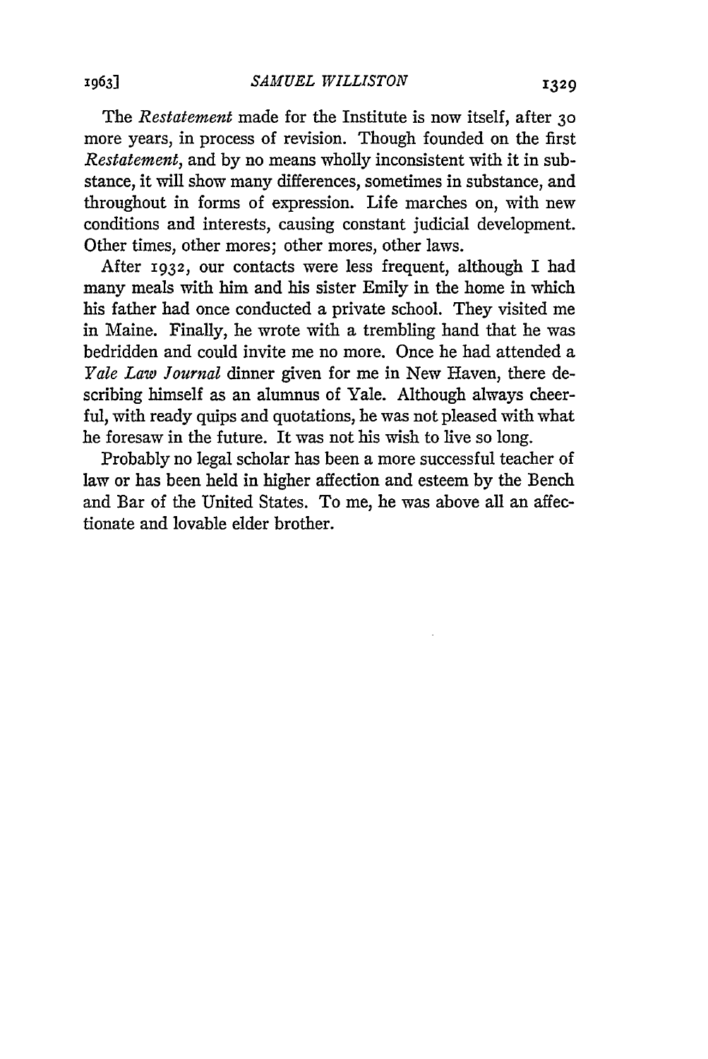The *Restatement* made for the Institute is now itself, after 30 more years, in process of revision. Though founded on the first *Restatement*, and by no means wholly inconsistent with it in substance, it will show many differences, sometimes in substance, and throughout in forms of expression. Life marches on, with new conditions and interests, causing constant judicial development. Other times, other mores; other mores, other laws.

After 1932, our contacts were less frequent, although I had many meals with him and his sister Emily in the home in which his father had once conducted a private school. They visited me in Maine. Finally, he wrote with a trembling hand that he was bedridden and could invite me no more. Once he had attended a *Yale Law Journal* dinner given for me in New Haven, there describing himself as an alumnus of Yale. Although always cheerful, with ready quips and quotations, he was not pleased with what he foresaw in the future. It was not his wish to live so long.

Probably no legal scholar has been a more successful teacher of law or has been held in higher affection and esteem by the Bench and Bar of the United States. To me, he was above all an affectionate and lovable elder brother.